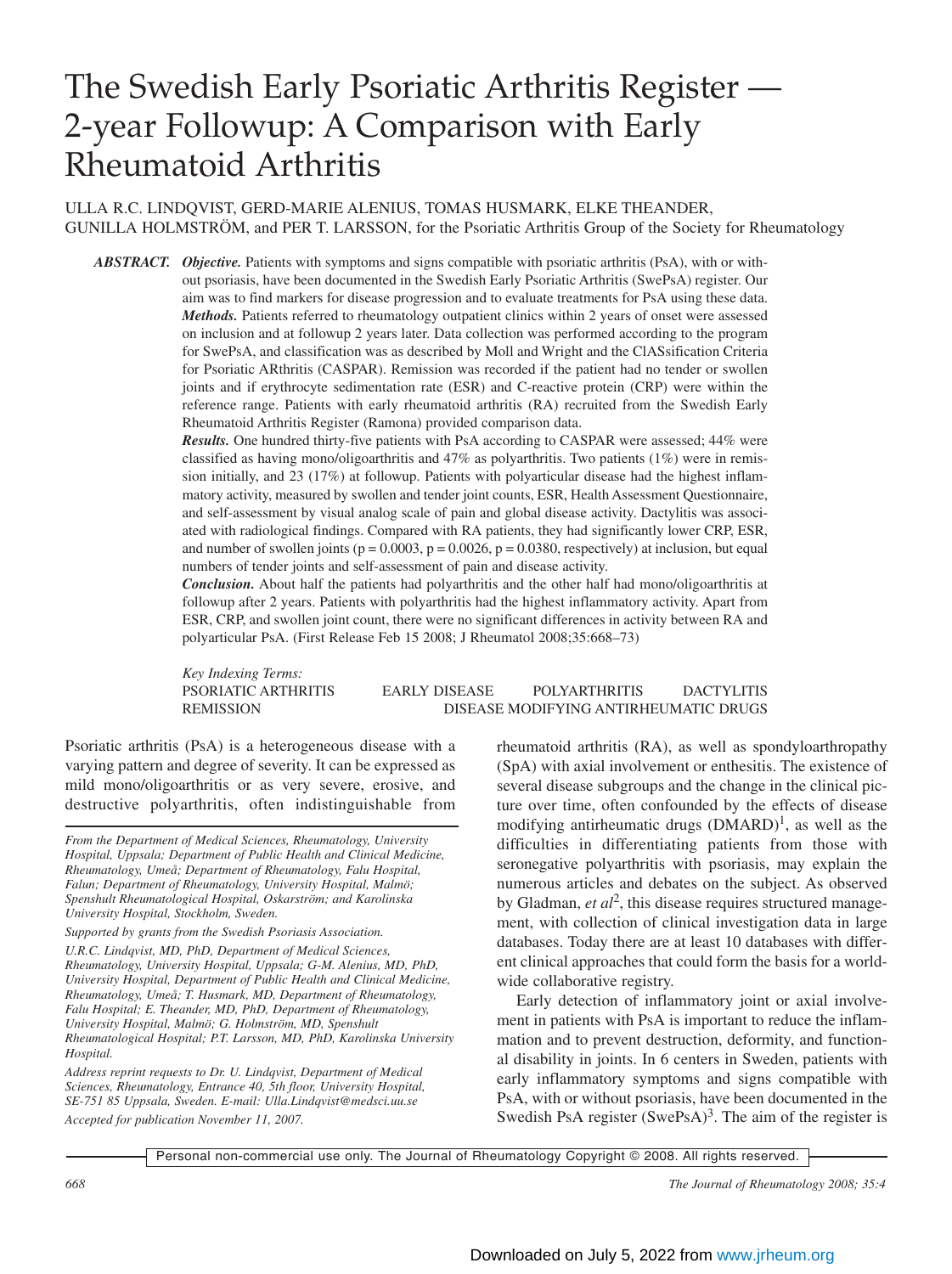# The Swedish Early Psoriatic Arthritis Register — 2-year Followup: A Comparison with Early Rheumatoid Arthritis

ULLA R.C. LINDQVIST, GERD-MARIE ALENIUS, TOMAS HUSMARK, ELKE THEANDER, GUNILLA HOLMSTRÖM, and PER T. LARSSON, for the Psoriatic Arthritis Group of the Society for Rheumatology

***ABSTRACT.*** ***Objective.*** Patients with symptoms and signs compatible with psoriatic arthritis (PsA), with or without psoriasis, have been documented in the Swedish Early Psoriatic Arthritis (SwePsA) register. Our aim was to find markers for disease progression and to evaluate treatments for PsA using these data.

***Methods.*** Patients referred to rheumatology outpatient clinics within 2 years of onset were assessed on inclusion and at followup 2 years later. Data collection was performed according to the program for SwePsA, and classification was as described by Moll and Wright and the ClASsification Criteria for Psoriatic ARthritis (CASPAR). Remission was recorded if the patient had no tender or swollen joints and if erythrocyte sedimentation rate (ESR) and C-reactive protein (CRP) were within the reference range. Patients with early rheumatoid arthritis (RA) recruited from the Swedish Early Rheumatoid Arthritis Register (Ramona) provided comparison data.

***Results.*** One hundred thirty-five patients with PsA according to CASPAR were assessed; 44% were classified as having mono/oligoarthritis and 47% as polyarthritis. Two patients (1%) were in remission initially, and 23 (17%) at followup. Patients with polyarticular disease had the highest inflammatory activity, measured by swollen and tender joint counts, ESR, Health Assessment Questionnaire, and self-assessment by visual analog scale of pain and global disease activity. Dactylitis was associated with radiological findings. Compared with RA patients, they had significantly lower CRP, ESR, and number of swollen joints ($p = 0.0003$, $p = 0.0026$, $p = 0.0380$, respectively) at inclusion, but equal numbers of tender joints and self-assessment of pain and disease activity.

***Conclusion.*** About half the patients had polyarthritis and the other half had mono/oligoarthritis at followup after 2 years. Patients with polyarthritis had the highest inflammatory activity. Apart from ESR, CRP, and swollen joint count, there were no significant differences in activity between RA and polyarticular PsA. (First Release Feb 15 2008; J Rheumatol 2008;35:668–73)

*Key Indexing Terms:*
PSORIATIC ARTHRITIS — EARLY DISEASE — POLYARTHRITIS — DACTYLITIS — REMISSION — DISEASE MODIFYING ANTIRHEUMATIC DRUGS

Psoriatic arthritis (PsA) is a heterogeneous disease with a varying pattern and degree of severity. It can be expressed as mild mono/oligoarthritis or as very severe, erosive, and destructive polyarthritis, often indistinguishable from rheumatoid arthritis (RA), as well as spondyloarthropathy (SpA) with axial involvement or enthesitis. The existence of several disease subgroups and the change in the clinical picture over time, often confounded by the effects of disease modifying antirheumatic drugs (DMARD)[1], as well as the difficulties in differentiating patients from those with seronegative polyarthritis with psoriasis, may explain the numerous articles and debates on the subject. As observed by Gladman, *et al*[2], this disease requires structured management, with collection of clinical investigation data in large databases. Today there are at least 10 databases with different clinical approaches that could form the basis for a worldwide collaborative registry.

Early detection of inflammatory joint or axial involvement in patients with PsA is important to reduce the inflammation and to prevent destruction, deformity, and functional disability in joints. In 6 centers in Sweden, patients with early inflammatory symptoms and signs compatible with PsA, with or without psoriasis, have been documented in the Swedish PsA register (SwePsA)[3]. The aim of the register is

*From the Department of Medical Sciences, Rheumatology, University Hospital, Uppsala; Department of Public Health and Clinical Medicine, Rheumatology, Umeå; Department of Rheumatology, Falu Hospital, Falun; Department of Rheumatology, University Hospital, Malmö; Spenshult Rheumatological Hospital, Oskarström; and Karolinska University Hospital, Stockholm, Sweden.*

*Supported by grants from the Swedish Psoriasis Association.*

*U.R.C. Lindqvist, MD, PhD, Department of Medical Sciences, Rheumatology, University Hospital, Uppsala; G-M. Alenius, MD, PhD, University Hospital, Department of Public Health and Clinical Medicine, Rheumatology, Umeå; T. Husmark, MD, Department of Rheumatology, Falu Hospital; E. Theander, MD, PhD, Department of Rheumatology, University Hospital, Malmö; G. Holmström, MD, Spenshult Rheumatological Hospital; P.T. Larsson, MD, PhD, Karolinska University Hospital.*

*Address reprint requests to Dr. U. Lindqvist, Department of Medical Sciences, Rheumatology, Entrance 40, 5th floor, University Hospital, SE-751 85 Uppsala, Sweden. E-mail: Ulla.Lindqvist@medsci.uu.se*

*Accepted for publication November 11, 2007.*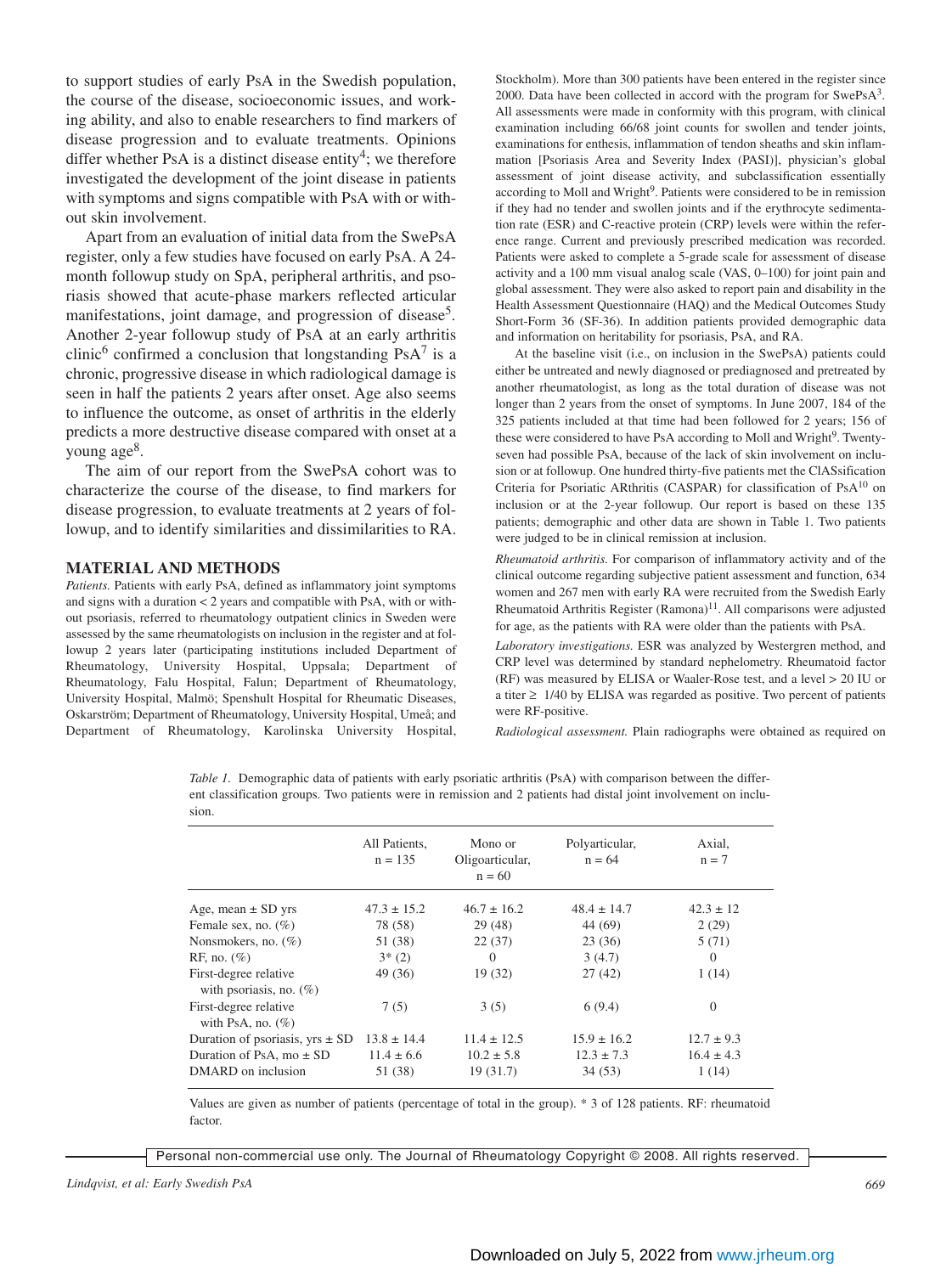to support studies of early PsA in the Swedish population, the course of the disease, socioeconomic issues, and working ability, and also to enable researchers to find markers of disease progression and to evaluate treatments. Opinions differ whether PsA is a distinct disease entity[4]; we therefore investigated the development of the joint disease in patients with symptoms and signs compatible with PsA with or without skin involvement.

Apart from an evaluation of initial data from the SwePsA register, only a few studies have focused on early PsA. A 24-month followup study on SpA, peripheral arthritis, and psoriasis showed that acute-phase markers reflected articular manifestations, joint damage, and progression of disease[5]. Another 2-year followup study of PsA at an early arthritis clinic[6] confirmed a conclusion that longstanding PsA[7] is a chronic, progressive disease in which radiological damage is seen in half the patients 2 years after onset. Age also seems to influence the outcome, as onset of arthritis in the elderly predicts a more destructive disease compared with onset at a young age[8].

The aim of our report from the SwePsA cohort was to characterize the course of the disease, to find markers for disease progression, to evaluate treatments at 2 years of followup, and to identify similarities and dissimilarities to RA.

## MATERIAL AND METHODS

*Patients.* Patients with early PsA, defined as inflammatory joint symptoms and signs with a duration < 2 years and compatible with PsA, with or without psoriasis, referred to rheumatology outpatient clinics in Sweden were assessed by the same rheumatologists on inclusion in the register and at followup 2 years later (participating institutions included Department of Rheumatology, University Hospital, Uppsala; Department of Rheumatology, Falu Hospital, Falun; Department of Rheumatology, University Hospital, Malmö; Spenshult Hospital for Rheumatic Diseases, Oskarström; Department of Rheumatology, University Hospital, Umeå; and Department of Rheumatology, Karolinska University Hospital, Stockholm). More than 300 patients have been entered in the register since 2000. Data have been collected in accord with the program for SwePsA[3]. All assessments were made in conformity with this program, with clinical examination including 66/68 joint counts for swollen and tender joints, examinations for enthesis, inflammation of tendon sheaths and skin inflammation [Psoriasis Area and Severity Index (PASI)], physician's global assessment of joint disease activity, and subclassification essentially according to Moll and Wright[9]. Patients were considered to be in remission if they had no tender and swollen joints and if the erythrocyte sedimentation rate (ESR) and C-reactive protein (CRP) levels were within the reference range. Current and previously prescribed medication was recorded. Patients were asked to complete a 5-grade scale for assessment of disease activity and a 100 mm visual analog scale (VAS, 0–100) for joint pain and global assessment. They were also asked to report pain and disability in the Health Assessment Questionnaire (HAQ) and the Medical Outcomes Study Short-Form 36 (SF-36). In addition patients provided demographic data and information on heritability for psoriasis, PsA, and RA.

At the baseline visit (i.e., on inclusion in the SwePsA) patients could either be untreated and newly diagnosed or prediagnosed and pretreated by another rheumatologist, as long as the total duration of disease was not longer than 2 years from the onset of symptoms. In June 2007, 184 of the 325 patients included at that time had been followed for 2 years; 156 of these were considered to have PsA according to Moll and Wright[9]. Twenty-seven had possible PsA, because of the lack of skin involvement on inclusion or at followup. One hundred thirty-five patients met the ClASsification Criteria for Psoriatic ARthritis (CASPAR) for classification of PsA[10] on inclusion or at the 2-year followup. Our report is based on these 135 patients; demographic and other data are shown in Table 1. Two patients were judged to be in clinical remission at inclusion.

*Rheumatoid arthritis.* For comparison of inflammatory activity and of the clinical outcome regarding subjective patient assessment and function, 634 women and 267 men with early RA were recruited from the Swedish Early Rheumatoid Arthritis Register (Ramona)[11]. All comparisons were adjusted for age, as the patients with RA were older than the patients with PsA.

*Laboratory investigations.* ESR was analyzed by Westergren method, and CRP level was determined by standard nephelometry. Rheumatoid factor (RF) was measured by ELISA or Waaler-Rose test, and a level > 20 IU or a titer ≥ 1/40 by ELISA was regarded as positive. Two percent of patients were RF-positive.

*Radiological assessment.* Plain radiographs were obtained as required on

*Table 1.* Demographic data of patients with early psoriatic arthritis (PsA) with comparison between the different classification groups. Two patients were in remission and 2 patients had distal joint involvement on inclusion.

| | All Patients, n = 135 | Mono or Oligoarticular, n = 60 | Polyarticular, n = 64 | Axial, n = 7 |
|---|---|---|---|---|
| Age, mean ± SD yrs | 47.3 ± 15.2 | 46.7 ± 16.2 | 48.4 ± 14.7 | 42.3 ± 12 |
| Female sex, no. (%) | 78 (58) | 29 (48) | 44 (69) | 2 (29) |
| Nonsmokers, no. (%) | 51 (38) | 22 (37) | 23 (36) | 5 (71) |
| RF, no. (%) | 3* (2) | 0 | 3 (4.7) | 0 |
| First-degree relative with psoriasis, no. (%) | 49 (36) | 19 (32) | 27 (42) | 1 (14) |
| First-degree relative with PsA, no. (%) | 7 (5) | 3 (5) | 6 (9.4) | 0 |
| Duration of psoriasis, yrs ± SD | 13.8 ± 14.4 | 11.4 ± 12.5 | 15.9 ± 16.2 | 12.7 ± 9.3 |
| Duration of PsA, mo ± SD | 11.4 ± 6.6 | 10.2 ± 5.8 | 12.3 ± 7.3 | 16.4 ± 4.3 |
| DMARD on inclusion | 51 (38) | 19 (31.7) | 34 (53) | 1 (14) |

Values are given as number of patients (percentage of total in the group). * 3 of 128 patients. RF: rheumatoid factor.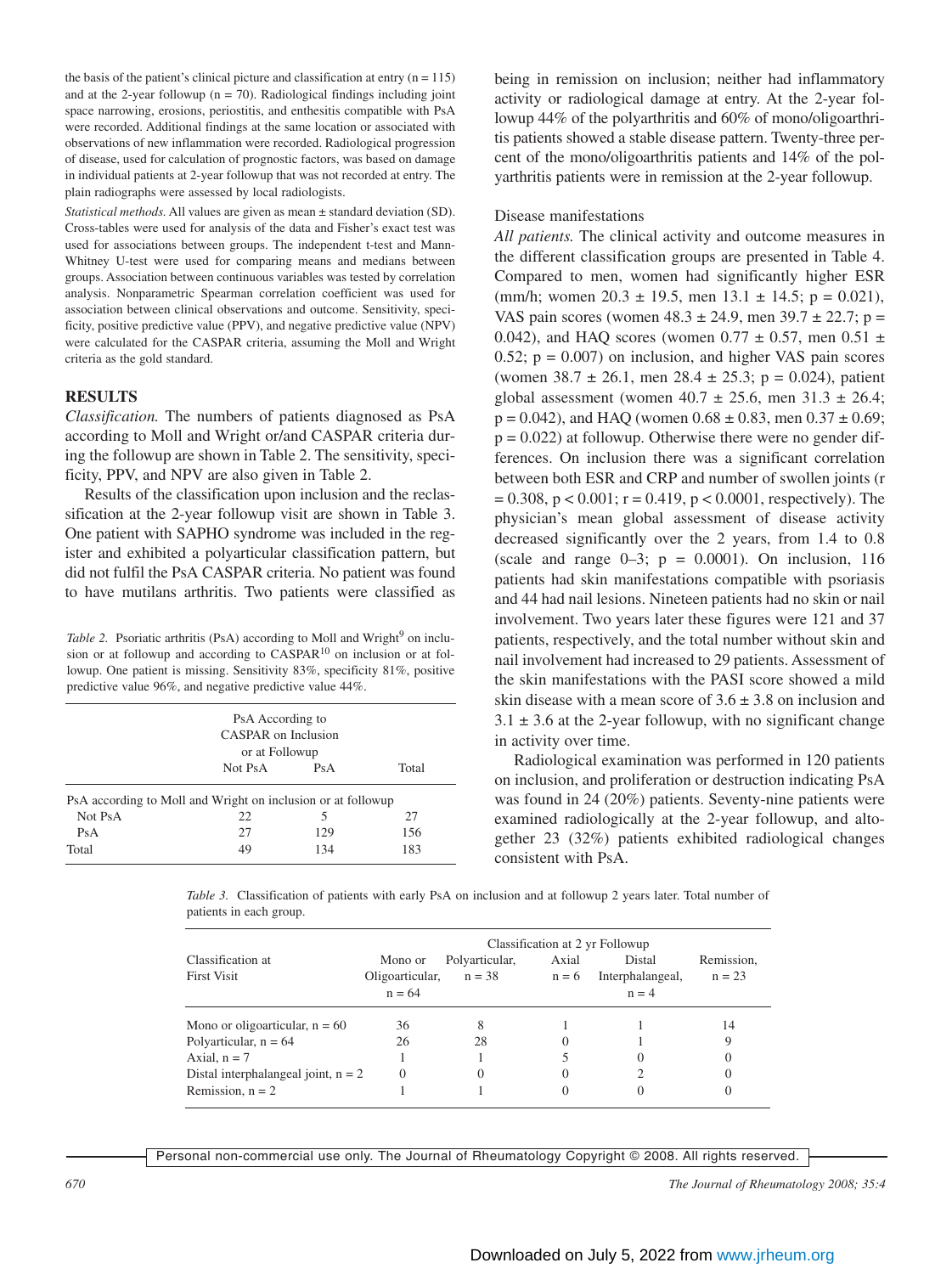the basis of the patient's clinical picture and classification at entry (n = 115) and at the 2-year followup (n = 70). Radiological findings including joint space narrowing, erosions, periostitis, and enthesitis compatible with PsA were recorded. Additional findings at the same location or associated with observations of new inflammation were recorded. Radiological progression of disease, used for calculation of prognostic factors, was based on damage in individual patients at 2-year followup that was not recorded at entry. The plain radiographs were assessed by local radiologists.

*Statistical methods.* All values are given as mean ± standard deviation (SD). Cross-tables were used for analysis of the data and Fisher's exact test was used for associations between groups. The independent t-test and Mann-Whitney U-test were used for comparing means and medians between groups. Association between continuous variables was tested by correlation analysis. Nonparametric Spearman correlation coefficient was used for association between clinical observations and outcome. Sensitivity, specificity, positive predictive value (PPV), and negative predictive value (NPV) were calculated for the CASPAR criteria, assuming the Moll and Wright criteria as the gold standard.

## RESULTS

*Classification.* The numbers of patients diagnosed as PsA according to Moll and Wright or/and CASPAR criteria during the followup are shown in Table 2. The sensitivity, specificity, PPV, and NPV are also given in Table 2.

Results of the classification upon inclusion and the reclassification at the 2-year followup visit are shown in Table 3. One patient with SAPHO syndrome was included in the register and exhibited a polyarticular classification pattern, but did not fulfil the PsA CASPAR criteria. No patient was found to have mutilans arthritis. Two patients were classified as being in remission on inclusion; neither had inflammatory activity or radiological damage at entry. At the 2-year followup 44% of the polyarthritis and 60% of mono/oligoarthritis patients showed a stable disease pattern. Twenty-three percent of the mono/oligoarthritis patients and 14% of the polyarthritis patients were in remission at the 2-year followup.

Table 2. Psoriatic arthritis (PsA) according to Moll and Wright[9] on inclusion or at followup and according to CASPAR[10] on inclusion or at followup. One patient is missing. Sensitivity 83%, specificity 81%, positive predictive value 96%, and negative predictive value 44%.

| | PsA According to CASPAR on Inclusion or at Followup | | |
|---|---|---|---|
| | Not PsA | PsA | Total |
| PsA according to Moll and Wright on inclusion or at followup | | | |
| Not PsA | 22 | 5 | 27 |
| PsA | 27 | 129 | 156 |
| Total | 49 | 134 | 183 |

Disease manifestations

*All patients.* The clinical activity and outcome measures in the different classification groups are presented in Table 4. Compared to men, women had significantly higher ESR (mm/h; women 20.3 ± 19.5, men 13.1 ± 14.5; p = 0.021), VAS pain scores (women 48.3 ± 24.9, men 39.7 ± 22.7; p = 0.042), and HAQ scores (women 0.77 ± 0.57, men 0.51 ± 0.52; p = 0.007) on inclusion, and higher VAS pain scores (women 38.7 ± 26.1, men 28.4 ± 25.3; p = 0.024), patient global assessment (women 40.7 ± 25.6, men 31.3 ± 26.4; p = 0.042), and HAQ (women 0.68 ± 0.83, men 0.37 ± 0.69; p = 0.022) at followup. Otherwise there were no gender differences. On inclusion there was a significant correlation between both ESR and CRP and number of swollen joints (r = 0.308, p < 0.001; r = 0.419, p < 0.0001, respectively). The physician's mean global assessment of disease activity decreased significantly over the 2 years, from 1.4 to 0.8 (scale and range 0–3; p = 0.0001). On inclusion, 116 patients had skin manifestations compatible with psoriasis and 44 had nail lesions. Nineteen patients had no skin or nail involvement. Two years later these figures were 121 and 37 patients, respectively, and the total number without skin and nail involvement had increased to 29 patients. Assessment of the skin manifestations with the PASI score showed a mild skin disease with a mean score of 3.6 ± 3.8 on inclusion and 3.1 ± 3.6 at the 2-year followup, with no significant change in activity over time.

Radiological examination was performed in 120 patients on inclusion, and proliferation or destruction indicating PsA was found in 24 (20%) patients. Seventy-nine patients were examined radiologically at the 2-year followup, and altogether 23 (32%) patients exhibited radiological changes consistent with PsA.

Table 3. Classification of patients with early PsA on inclusion and at followup 2 years later. Total number of patients in each group.

| Classification at First Visit | Classification at 2 yr Followup: Mono or Oligoarticular, n = 64 | Polyarticular, n = 38 | Axial n = 6 | Distal Interphalangeal, n = 4 | Remission, n = 23 |
|---|---|---|---|---|---|
| Mono or oligoarticular, n = 60 | 36 | 8 | 1 | 1 | 14 |
| Polyarticular, n = 64 | 26 | 28 | 0 | 1 | 9 |
| Axial, n = 7 | 1 | 1 | 5 | 0 | 0 |
| Distal interphalangeal joint, n = 2 | 0 | 0 | 0 | 2 | 0 |
| Remission, n = 2 | 1 | 1 | 0 | 0 | 0 |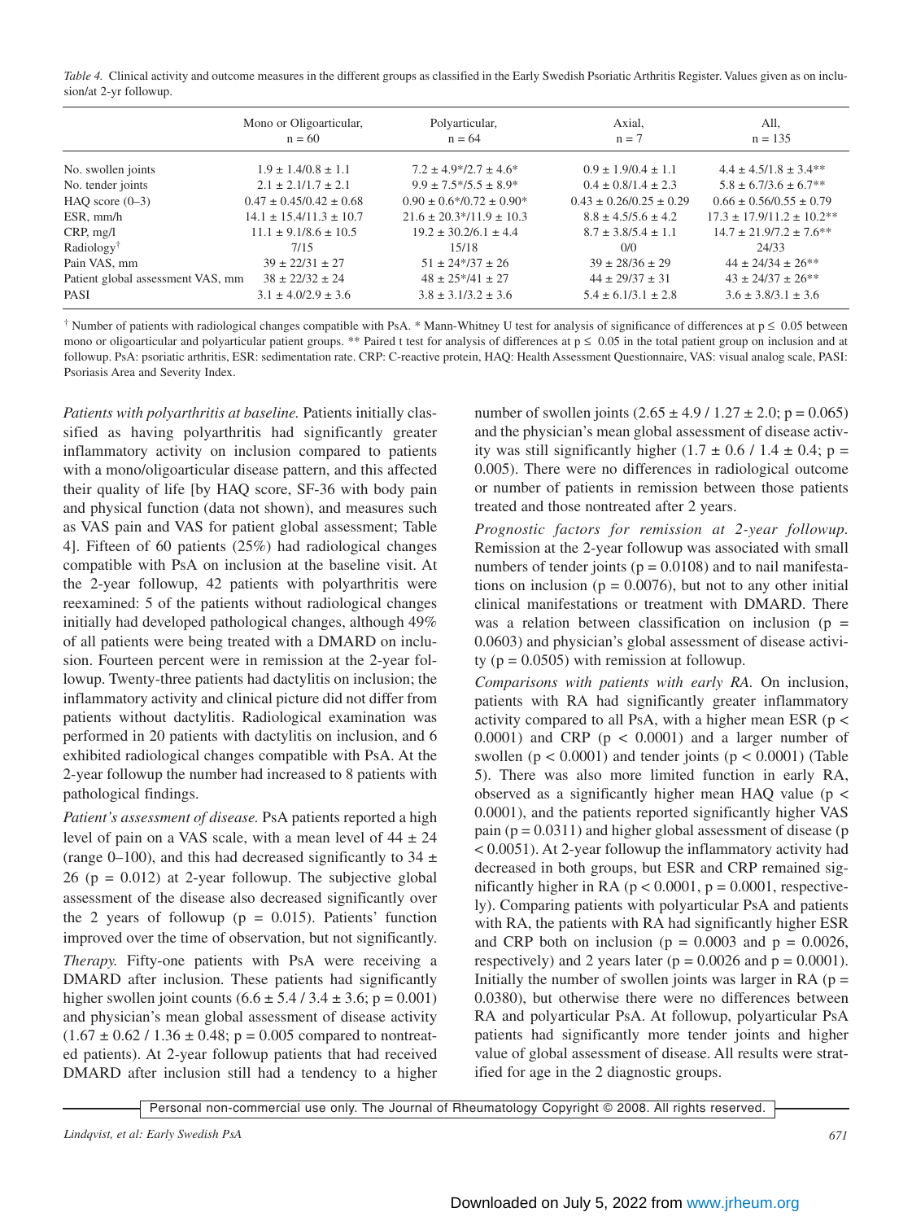*Table 4.* Clinical activity and outcome measures in the different groups as classified in the Early Swedish Psoriatic Arthritis Register. Values given as on inclusion/at 2-yr followup.

| | Mono or Oligoarticular, n = 60 | Polyarticular, n = 64 | Axial, n = 7 | All, n = 135 |
|---|---|---|---|---|
| No. swollen joints | 1.9 ± 1.4/0.8 ± 1.1 | 7.2 ± 4.9*/2.7 ± 4.6* | 0.9 ± 1.9/0.4 ± 1.1 | 4.4 ± 4.5/1.8 ± 3.4** |
| No. tender joints | 2.1 ± 2.1/1.7 ± 2.1 | 9.9 ± 7.5*/5.5 ± 8.9* | 0.4 ± 0.8/1.4 ± 2.3 | 5.8 ± 6.7/3.6 ± 6.7** |
| HAQ score (0–3) | 0.47 ± 0.45/0.42 ± 0.68 | 0.90 ± 0.6*/0.72 ± 0.90* | 0.43 ± 0.26/0.25 ± 0.29 | 0.66 ± 0.56/0.55 ± 0.79 |
| ESR, mm/h | 14.1 ± 15.4/11.3 ± 10.7 | 21.6 ± 20.3*/11.9 ± 10.3 | 8.8 ± 4.5/5.6 ± 4.2 | 17.3 ± 17.9/11.2 ± 10.2** |
| CRP, mg/l | 11.1 ± 9.1/8.6 ± 10.5 | 19.2 ± 30.2/6.1 ± 4.4 | 8.7 ± 3.8/5.4 ± 1.1 | 14.7 ± 21.9/7.2 ± 7.6** |
| Radiology[†] | 7/15 | 15/18 | 0/0 | 24/33 |
| Pain VAS, mm | 39 ± 22/31 ± 27 | 51 ± 24*/37 ± 26 | 39 ± 28/36 ± 29 | 44 ± 24/34 ± 26** |
| Patient global assessment VAS, mm | 38 ± 22/32 ± 24 | 48 ± 25*/41 ± 27 | 44 ± 29/37 ± 31 | 43 ± 24/37 ± 26** |
| PASI | 3.1 ± 4.0/2.9 ± 3.6 | 3.8 ± 3.1/3.2 ± 3.6 | 5.4 ± 6.1/3.1 ± 2.8 | 3.6 ± 3.8/3.1 ± 3.6 |

[†] Number of patients with radiological changes compatible with PsA. * Mann-Whitney U test for analysis of significance of differences at $p \leq 0.05$ between mono or oligoarticular and polyarticular patient groups. ** Paired t test for analysis of differences at $p \leq 0.05$ in the total patient group on inclusion and at followup. PsA: psoriatic arthritis, ESR: sedimentation rate. CRP: C-reactive protein, HAQ: Health Assessment Questionnaire, VAS: visual analog scale, PASI: Psoriasis Area and Severity Index.

*Patients with polyarthritis at baseline.* Patients initially classified as having polyarthritis had significantly greater inflammatory activity on inclusion compared to patients with a mono/oligoarticular disease pattern, and this affected their quality of life [by HAQ score, SF-36 with body pain and physical function (data not shown), and measures such as VAS pain and VAS for patient global assessment; Table 4]. Fifteen of 60 patients (25%) had radiological changes compatible with PsA on inclusion at the baseline visit. At the 2-year followup, 42 patients with polyarthritis were reexamined: 5 of the patients without radiological changes initially had developed pathological changes, although 49% of all patients were being treated with a DMARD on inclusion. Fourteen percent were in remission at the 2-year followup. Twenty-three patients had dactylitis on inclusion; the inflammatory activity and clinical picture did not differ from patients without dactylitis. Radiological examination was performed in 20 patients with dactylitis on inclusion, and 6 exhibited radiological changes compatible with PsA. At the 2-year followup the number had increased to 8 patients with pathological findings.

*Patient's assessment of disease.* PsA patients reported a high level of pain on a VAS scale, with a mean level of 44 ± 24 (range 0–100), and this had decreased significantly to 34 ± 26 ($p = 0.012$) at 2-year followup. The subjective global assessment of the disease also decreased significantly over the 2 years of followup ($p = 0.015$). Patients' function improved over the time of observation, but not significantly.

*Therapy.* Fifty-one patients with PsA were receiving a DMARD after inclusion. These patients had significantly higher swollen joint counts (6.6 ± 5.4 / 3.4 ± 3.6; $p = 0.001$) and physician's mean global assessment of disease activity (1.67 ± 0.62 / 1.36 ± 0.48; $p = 0.005$ compared to nontreated patients). At 2-year followup patients that had received DMARD after inclusion still had a tendency to a higher number of swollen joints (2.65 ± 4.9 / 1.27 ± 2.0; $p = 0.065$) and the physician's mean global assessment of disease activity was still significantly higher (1.7 ± 0.6 / 1.4 ± 0.4; $p = 0.005$). There were no differences in radiological outcome or number of patients in remission between those patients treated and those nontreated after 2 years.

*Prognostic factors for remission at 2-year followup.* Remission at the 2-year followup was associated with small numbers of tender joints ($p = 0.0108$) and to nail manifestations on inclusion ($p = 0.0076$), but not to any other initial clinical manifestations or treatment with DMARD. There was a relation between classification on inclusion ($p = 0.0603$) and physician's global assessment of disease activity ($p = 0.0505$) with remission at followup.

*Comparisons with patients with early RA.* On inclusion, patients with RA had significantly greater inflammatory activity compared to all PsA, with a higher mean ESR ($p < 0.0001$) and CRP ($p < 0.0001$) and a larger number of swollen ($p < 0.0001$) and tender joints ($p < 0.0001$) (Table 5). There was also more limited function in early RA, observed as a significantly higher mean HAQ value ($p < 0.0001$), and the patients reported significantly higher VAS pain ($p = 0.0311$) and higher global assessment of disease ($p < 0.0051$). At 2-year followup the inflammatory activity had decreased in both groups, but ESR and CRP remained significantly higher in RA ($p < 0.0001$, $p = 0.0001$, respectively). Comparing patients with polyarticular PsA and patients with RA, the patients with RA had significantly higher ESR and CRP both on inclusion ($p = 0.0003$ and $p = 0.0026$, respectively) and 2 years later ($p = 0.0026$ and $p = 0.0001$). Initially the number of swollen joints was larger in RA ($p = 0.0380$), but otherwise there were no differences between RA and polyarticular PsA. At followup, polyarticular PsA patients had significantly more tender joints and higher value of global assessment of disease. All results were stratified for age in the 2 diagnostic groups.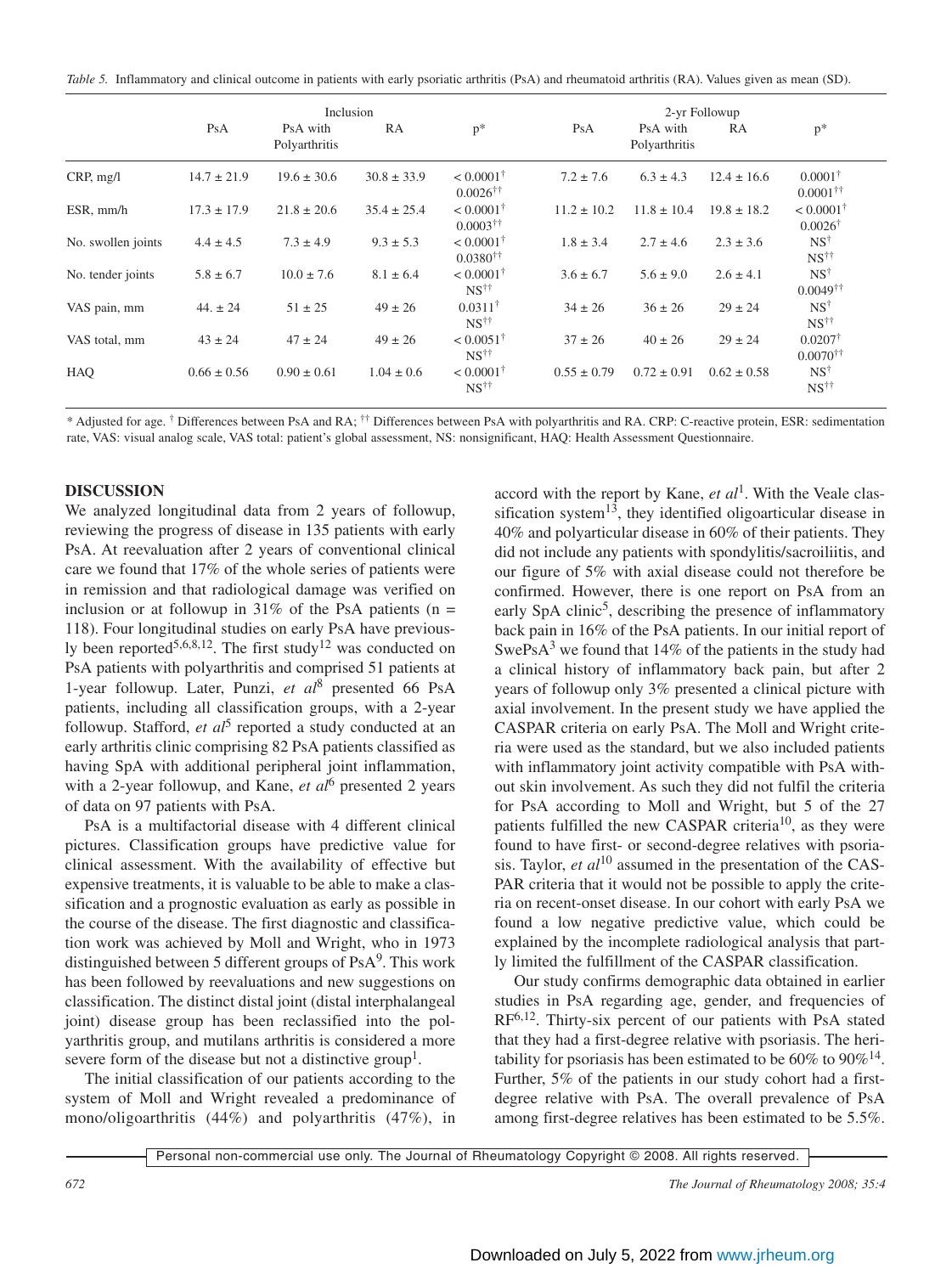*Table 5.* Inflammatory and clinical outcome in patients with early psoriatic arthritis (PsA) and rheumatoid arthritis (RA). Values given as mean (SD).

| | Inclusion | | | | 2-yr Followup | | | |
|---|---|---|---|---|---|---|---|---|
| | PsA | PsA with Polyarthritis | RA | p* | PsA | PsA with Polyarthritis | RA | p* |
| CRP, mg/l | 14.7 ± 21.9 | 19.6 ± 30.6 | 30.8 ± 33.9 | < 0.0001[†] 0.0026[††] | 7.2 ± 7.6 | 6.3 ± 4.3 | 12.4 ± 16.6 | 0.0001[†] 0.0001[††] |
| ESR, mm/h | 17.3 ± 17.9 | 21.8 ± 20.6 | 35.4 ± 25.4 | < 0.0001[†] 0.0003[††] | 11.2 ± 10.2 | 11.8 ± 10.4 | 19.8 ± 18.2 | < 0.0001[†] 0.0026[†] |
| No. swollen joints | 4.4 ± 4.5 | 7.3 ± 4.9 | 9.3 ± 5.3 | < 0.0001[†] 0.0380[††] | 1.8 ± 3.4 | 2.7 ± 4.6 | 2.3 ± 3.6 | NS[†] NS[††] |
| No. tender joints | 5.8 ± 6.7 | 10.0 ± 7.6 | 8.1 ± 6.4 | < 0.0001[†] NS[††] | 3.6 ± 6.7 | 5.6 ± 9.0 | 2.6 ± 4.1 | NS[†] 0.0049[††] |
| VAS pain, mm | 44. ± 24 | 51 ± 25 | 49 ± 26 | 0.0311[†] NS[††] | 34 ± 26 | 36 ± 26 | 29 ± 24 | NS[†] NS[††] |
| VAS total, mm | 43 ± 24 | 47 ± 24 | 49 ± 26 | < 0.0051[†] NS[††] | 37 ± 26 | 40 ± 26 | 29 ± 24 | 0.0207[†] 0.0070[††] |
| HAQ | 0.66 ± 0.56 | 0.90 ± 0.61 | 1.04 ± 0.6 | < 0.0001[†] NS[††] | 0.55 ± 0.79 | 0.72 ± 0.91 | 0.62 ± 0.58 | NS[†] NS[††] |

\* Adjusted for age. [†] Differences between PsA and RA; [††] Differences between PsA with polyarthritis and RA. CRP: C-reactive protein, ESR: sedimentation rate, VAS: visual analog scale, VAS total: patient's global assessment, NS: nonsignificant, HAQ: Health Assessment Questionnaire.

## DISCUSSION

We analyzed longitudinal data from 2 years of followup, reviewing the progress of disease in 135 patients with early PsA. At reevaluation after 2 years of conventional clinical care we found that 17% of the whole series of patients were in remission and that radiological damage was verified on inclusion or at followup in 31% of the PsA patients (n = 118). Four longitudinal studies on early PsA have previously been reported[5,6,8,12]. The first study[12] was conducted on PsA patients with polyarthritis and comprised 51 patients at 1-year followup. Later, Punzi, *et al*[8] presented 66 PsA patients, including all classification groups, with a 2-year followup. Stafford, *et al*[5] reported a study conducted at an early arthritis clinic comprising 82 PsA patients classified as having SpA with additional peripheral joint inflammation, with a 2-year followup, and Kane, *et al*[6] presented 2 years of data on 97 patients with PsA.

PsA is a multifactorial disease with 4 different clinical pictures. Classification groups have predictive value for clinical assessment. With the availability of effective but expensive treatments, it is valuable to be able to make a classification and a prognostic evaluation as early as possible in the course of the disease. The first diagnostic and classification work was achieved by Moll and Wright, who in 1973 distinguished between 5 different groups of PsA[9]. This work has been followed by reevaluations and new suggestions on classification. The distinct distal joint (distal interphalangeal joint) disease group has been reclassified into the polyarthritis group, and mutilans arthritis is considered a more severe form of the disease but not a distinctive group[1].

The initial classification of our patients according to the system of Moll and Wright revealed a predominance of mono/oligoarthritis (44%) and polyarthritis (47%), in accord with the report by Kane, *et al*[1]. With the Veale classification system[13], they identified oligoarticular disease in 40% and polyarticular disease in 60% of their patients. They did not include any patients with spondylitis/sacroiliitis, and our figure of 5% with axial disease could not therefore be confirmed. However, there is one report on PsA from an early SpA clinic[5], describing the presence of inflammatory back pain in 16% of the PsA patients. In our initial report of SwePsA[3] we found that 14% of the patients in the study had a clinical history of inflammatory back pain, but after 2 years of followup only 3% presented a clinical picture with axial involvement. In the present study we have applied the CASPAR criteria on early PsA. The Moll and Wright criteria were used as the standard, but we also included patients with inflammatory joint activity compatible with PsA without skin involvement. As such they did not fulfil the criteria for PsA according to Moll and Wright, but 5 of the 27 patients fulfilled the new CASPAR criteria[10], as they were found to have first- or second-degree relatives with psoriasis. Taylor, *et al*[10] assumed in the presentation of the CASPAR criteria that it would not be possible to apply the criteria on recent-onset disease. In our cohort with early PsA we found a low negative predictive value, which could be explained by the incomplete radiological analysis that partly limited the fulfillment of the CASPAR classification.

Our study confirms demographic data obtained in earlier studies in PsA regarding age, gender, and frequencies of RF[6,12]. Thirty-six percent of our patients with PsA stated that they had a first-degree relative with psoriasis. The heritability for psoriasis has been estimated to be 60% to 90%[14]. Further, 5% of the patients in our study cohort had a first-degree relative with PsA. The overall prevalence of PsA among first-degree relatives has been estimated to be 5.5%.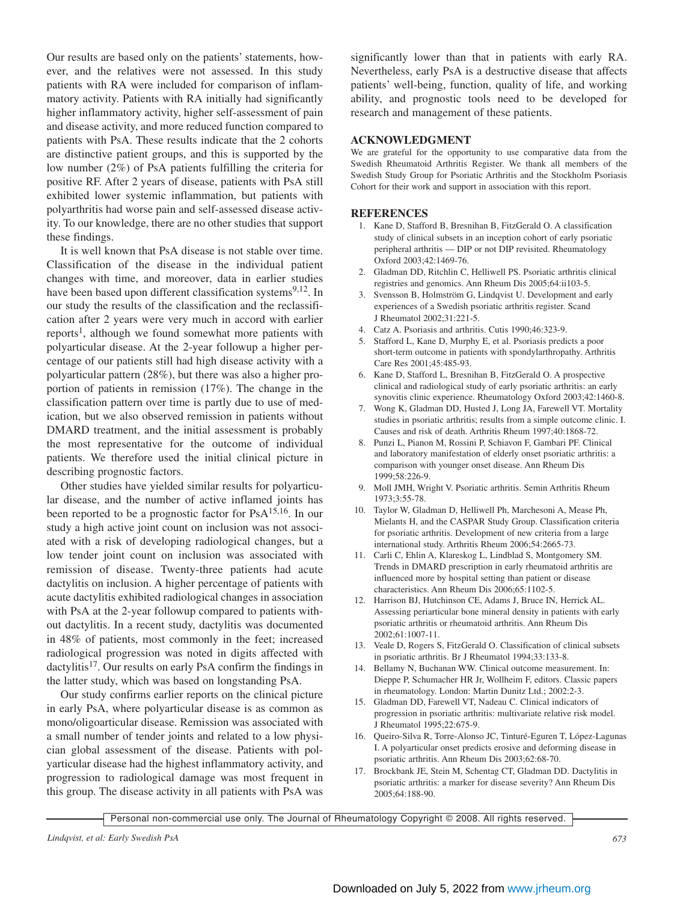Our results are based only on the patients' statements, however, and the relatives were not assessed. In this study patients with RA were included for comparison of inflammatory activity. Patients with RA initially had significantly higher inflammatory activity, higher self-assessment of pain and disease activity, and more reduced function compared to patients with PsA. These results indicate that the 2 cohorts are distinctive patient groups, and this is supported by the low number (2%) of PsA patients fulfilling the criteria for positive RF. After 2 years of disease, patients with PsA still exhibited lower systemic inflammation, but patients with polyarthritis had worse pain and self-assessed disease activity. To our knowledge, there are no other studies that support these findings.

It is well known that PsA disease is not stable over time. Classification of the disease in the individual patient changes with time, and moreover, data in earlier studies have been based upon different classification systems[9,12]. In our study the results of the classification and the reclassification after 2 years were very much in accord with earlier reports[1], although we found somewhat more patients with polyarticular disease. At the 2-year followup a higher percentage of our patients still had high disease activity with a polyarticular pattern (28%), but there was also a higher proportion of patients in remission (17%). The change in the classification pattern over time is partly due to use of medication, but we also observed remission in patients without DMARD treatment, and the initial assessment is probably the most representative for the outcome of individual patients. We therefore used the initial clinical picture in describing prognostic factors.

Other studies have yielded similar results for polyarticular disease, and the number of active inflamed joints has been reported to be a prognostic factor for PsA[15,16]. In our study a high active joint count on inclusion was not associated with a risk of developing radiological changes, but a low tender joint count on inclusion was associated with remission of disease. Twenty-three patients had acute dactylitis on inclusion. A higher percentage of patients with acute dactylitis exhibited radiological changes in association with PsA at the 2-year followup compared to patients without dactylitis. In a recent study, dactylitis was documented in 48% of patients, most commonly in the feet; increased radiological progression was noted in digits affected with dactylitis[17]. Our results on early PsA confirm the findings in the latter study, which was based on longstanding PsA.

Our study confirms earlier reports on the clinical picture in early PsA, where polyarticular disease is as common as mono/oligoarticular disease. Remission was associated with a small number of tender joints and related to a low physician global assessment of the disease. Patients with polyarticular disease had the highest inflammatory activity, and progression to radiological damage was most frequent in this group. The disease activity in all patients with PsA was significantly lower than that in patients with early RA. Nevertheless, early PsA is a destructive disease that affects patients' well-being, function, quality of life, and working ability, and prognostic tools need to be developed for research and management of these patients.

## ACKNOWLEDGMENT

We are grateful for the opportunity to use comparative data from the Swedish Rheumatoid Arthritis Register. We thank all members of the Swedish Study Group for Psoriatic Arthritis and the Stockholm Psoriasis Cohort for their work and support in association with this report.

## REFERENCES

1. Kane D, Stafford B, Bresnihan B, FitzGerald O. A classification study of clinical subsets in an inception cohort of early psoriatic peripheral arthritis — DIP or not DIP revisited. Rheumatology Oxford 2003;42:1469-76.
2. Gladman DD, Ritchlin C, Helliwell PS. Psoriatic arthritis clinical registries and genomics. Ann Rheum Dis 2005;64:ii103-5.
3. Svensson B, Holmström G, Lindqvist U. Development and early experiences of a Swedish psoriatic arthritis register. Scand J Rheumatol 2002;31:221-5.
4. Catz A. Psoriasis and arthritis. Cutis 1990;46:323-9.
5. Stafford L, Kane D, Murphy E, et al. Psoriasis predicts a poor short-term outcome in patients with spondylarthropathy. Arthritis Care Res 2001;45:485-93.
6. Kane D, Stafford L, Bresnihan B, FitzGerald O. A prospective clinical and radiological study of early psoriatic arthritis: an early synovitis clinic experience. Rheumatology Oxford 2003;42:1460-8.
7. Wong K, Gladman DD, Husted J, Long JA, Farewell VT. Mortality studies in psoriatic arthritis; results from a simple outcome clinic. I. Causes and risk of death. Arthritis Rheum 1997;40:1868-72.
8. Punzi L, Pianon M, Rossini P, Schiavon F, Gambari PF. Clinical and laboratory manifestation of elderly onset psoriatic arthritis: a comparison with younger onset disease. Ann Rheum Dis 1999;58:226-9.
9. Moll JMH, Wright V. Psoriatic arthritis. Semin Arthritis Rheum 1973;3:55-78.
10. Taylor W, Gladman D, Helliwell Ph, Marchesoni A, Mease Ph, Mielants H, and the CASPAR Study Group. Classification criteria for psoriatic arthritis. Development of new criteria from a large international study. Arthritis Rheum 2006;54:2665-73.
11. Carli C, Ehlin A, Klareskog L, Lindblad S, Montgomery SM. Trends in DMARD prescription in early rheumatoid arthritis are influenced more by hospital setting than patient or disease characteristics. Ann Rheum Dis 2006;65:1102-5.
12. Harrison BJ, Hutchinson CE, Adams J, Bruce IN, Herrick AL. Assessing periarticular bone mineral density in patients with early psoriatic arthritis or rheumatoid arthritis. Ann Rheum Dis 2002;61:1007-11.
13. Veale D, Rogers S, FitzGerald O. Classification of clinical subsets in psoriatic arthritis. Br J Rheumatol 1994;33:133-8.
14. Bellamy N, Buchanan WW. Clinical outcome measurement. In: Dieppe P, Schumacher HR Jr, Wollheim F, editors. Classic papers in rheumatology. London: Martin Dunitz Ltd.; 2002:2-3.
15. Gladman DD, Farewell VT, Nadeau C. Clinical indicators of progression in psoriatic arthritis: multivariate relative risk model. J Rheumatol 1995;22:675-9.
16. Queiro-Silva R, Torre-Alonso JC, Tinturé-Eguren T, López-Lagunas I. A polyarticular onset predicts erosive and deforming disease in psoriatic arthritis. Ann Rheum Dis 2003;62:68-70.
17. Brockbank JE, Stein M, Schentag CT, Gladman DD. Dactylitis in psoriatic arthritis: a marker for disease severity? Ann Rheum Dis 2005;64:188-90.